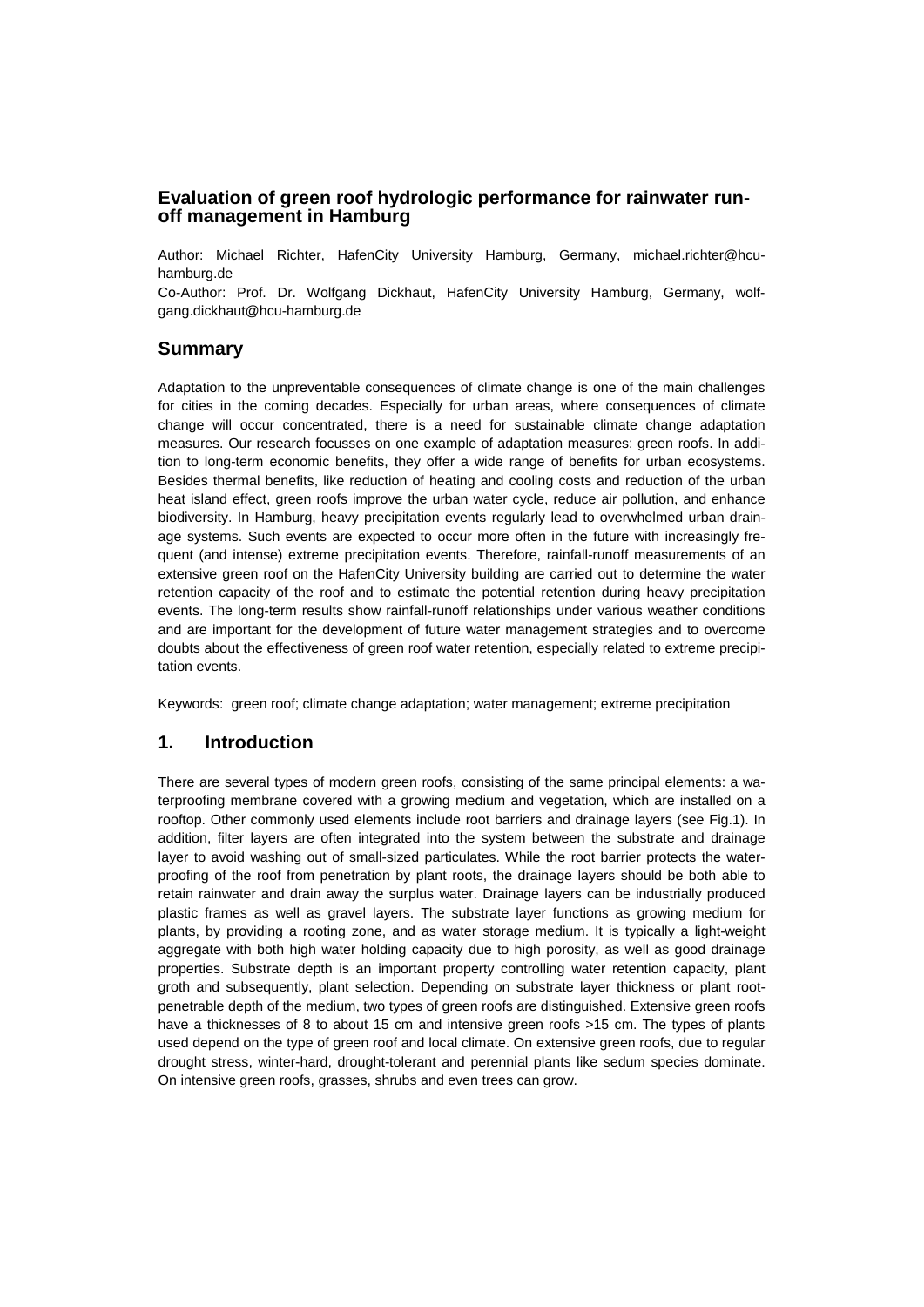# Evaluation of green roof hydrologic performance for rainwater run-off management in Hamburg

Author: Michael Richter, HafenCity University Hamburg, Germany, michael.richter@hcu-hamburg.de

Co-Author: Prof. Dr. Wolfgang Dickhaut, HafenCity University Hamburg, Germany, wolfgang.dickhaut@hcu-hamburg.de

## Summary

Adaptation to the unpreventable consequences of climate change is one of the main challenges for cities in the coming decades. Especially for urban areas, where consequences of climate change will occur concentrated, there is a need for sustainable climate change adaptation measures. Our research focusses on one example of adaptation measures: green roofs. In addition to long-term economic benefits, they offer a wide range of benefits for urban ecosystems. Besides thermal benefits, like reduction of heating and cooling costs and reduction of the urban heat island effect, green roofs improve the urban water cycle, reduce air pollution, and enhance biodiversity. In Hamburg, heavy precipitation events regularly lead to overwhelmed urban drainage systems. Such events are expected to occur more often in the future with increasingly frequent (and intense) extreme precipitation events. Therefore, rainfall-runoff measurements of an extensive green roof on the HafenCity University building are carried out to determine the water retention capacity of the roof and to estimate the potential retention during heavy precipitation events. The long-term results show rainfall-runoff relationships under various weather conditions and are important for the development of future water management strategies and to overcome doubts about the effectiveness of green roof water retention, especially related to extreme precipitation events.

Keywords: green roof; climate change adaptation; water management; extreme precipitation

## 1. Introduction

There are several types of modern green roofs, consisting of the same principal elements: a waterproofing membrane covered with a growing medium and vegetation, which are installed on a rooftop. Other commonly used elements include root barriers and drainage layers (see Fig.1). In addition, filter layers are often integrated into the system between the substrate and drainage layer to avoid washing out of small-sized particulates. While the root barrier protects the waterproofing of the roof from penetration by plant roots, the drainage layers should be both able to retain rainwater and drain away the surplus water. Drainage layers can be industrially produced plastic frames as well as gravel layers. The substrate layer functions as growing medium for plants, by providing a rooting zone, and as water storage medium. It is typically a light-weight aggregate with both high water holding capacity due to high porosity, as well as good drainage properties. Substrate depth is an important property controlling water retention capacity, plant groth and subsequently, plant selection. Depending on substrate layer thickness or plant root-penetrable depth of the medium, two types of green roofs are distinguished. Extensive green roofs have a thicknesses of 8 to about 15 cm and intensive green roofs >15 cm. The types of plants used depend on the type of green roof and local climate. On extensive green roofs, due to regular drought stress, winter-hard, drought-tolerant and perennial plants like sedum species dominate. On intensive green roofs, grasses, shrubs and even trees can grow.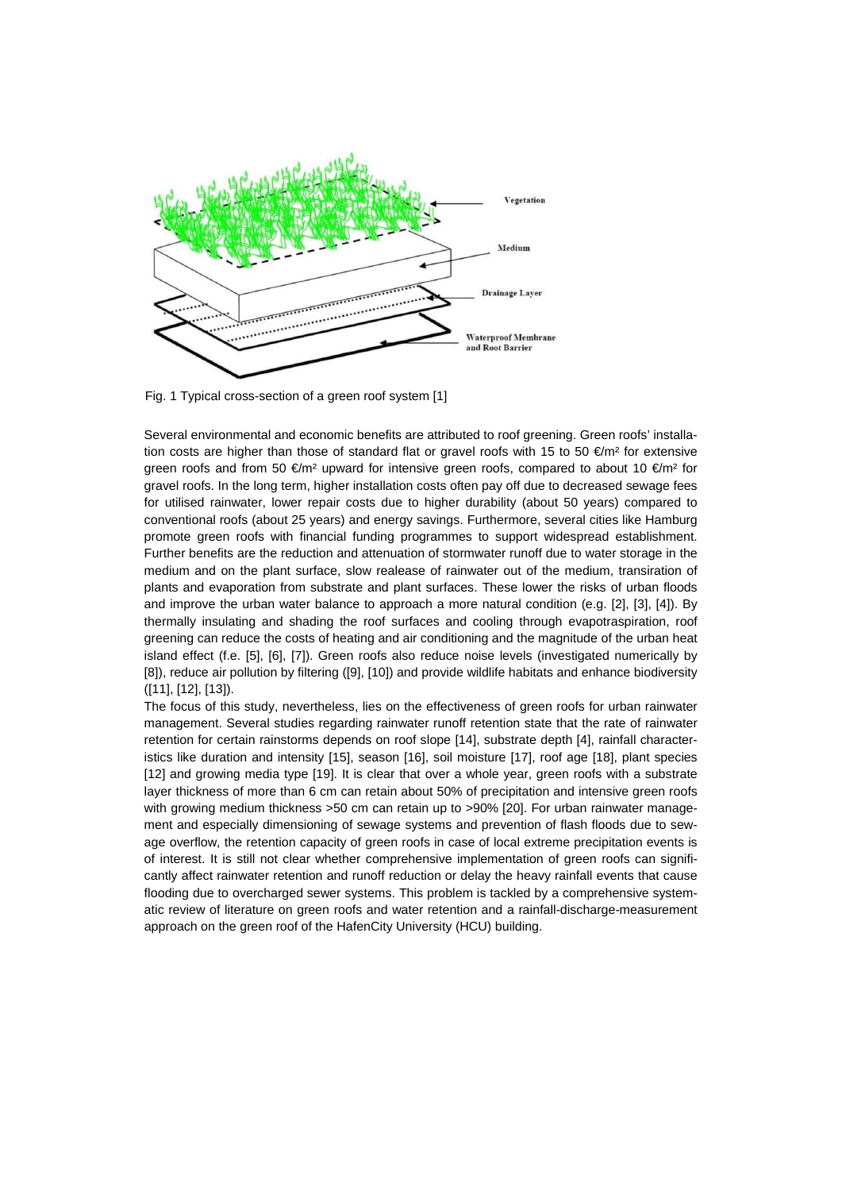Fig. 1 Typical cross-section of a green roof system [1]

Several environmental and economic benefits are attributed to roof greening. Green roofs' installation costs are higher than those of standard flat or gravel roofs with 15 to 50 €/m² for extensive green roofs and from 50 €/m² upward for intensive green roofs, compared to about 10 €/m² for gravel roofs. In the long term, higher installation costs often pay off due to decreased sewage fees for utilised rainwater, lower repair costs due to higher durability (about 50 years) compared to conventional roofs (about 25 years) and energy savings. Furthermore, several cities like Hamburg promote green roofs with financial funding programmes to support widespread establishment. Further benefits are the reduction and attenuation of stormwater runoff due to water storage in the medium and on the plant surface, slow realease of rainwater out of the medium, transiration of plants and evaporation from substrate and plant surfaces. These lower the risks of urban floods and improve the urban water balance to approach a more natural condition (e.g. [2], [3], [4]). By thermally insulating and shading the roof surfaces and cooling through evapotraspiration, roof greening can reduce the costs of heating and air conditioning and the magnitude of the urban heat island effect (f.e. [5], [6], [7]). Green roofs also reduce noise levels (investigated numerically by [8]), reduce air pollution by filtering ([9], [10]) and provide wildlife habitats and enhance biodiversity ([11], [12], [13]).

The focus of this study, nevertheless, lies on the effectiveness of green roofs for urban rainwater management. Several studies regarding rainwater runoff retention state that the rate of rainwater retention for certain rainstorms depends on roof slope [14], substrate depth [4], rainfall characteristics like duration and intensity [15], season [16], soil moisture [17], roof age [18], plant species [12] and growing media type [19]. It is clear that over a whole year, green roofs with a substrate layer thickness of more than 6 cm can retain about 50% of precipitation and intensive green roofs with growing medium thickness >50 cm can retain up to >90% [20]. For urban rainwater management and especially dimensioning of sewage systems and prevention of flash floods due to sewage overflow, the retention capacity of green roofs in case of local extreme precipitation events is of interest. It is still not clear whether comprehensive implementation of green roofs can significantly affect rainwater retention and runoff reduction or delay the heavy rainfall events that cause flooding due to overcharged sewer systems. This problem is tackled by a comprehensive systematic review of literature on green roofs and water retention and a rainfall-discharge-measurement approach on the green roof of the HafenCity University (HCU) building.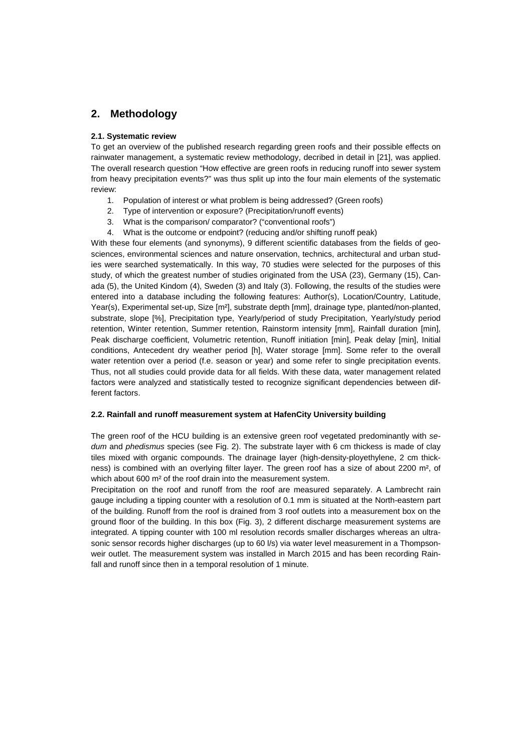## 2. Methodology

### 2.1. Systematic review

To get an overview of the published research regarding green roofs and their possible effects on rainwater management, a systematic review methodology, decribed in detail in [21], was applied. The overall research question "How effective are green roofs in reducing runoff into sewer system from heavy precipitation events?" was thus split up into the four main elements of the systematic review:

1. Population of interest or what problem is being addressed? (Green roofs)
2. Type of intervention or exposure? (Precipitation/runoff events)
3. What is the comparison/ comparator? ("conventional roofs")
4. What is the outcome or endpoint? (reducing and/or shifting runoff peak)

With these four elements (and synonyms), 9 different scientific databases from the fields of geosciences, environmental sciences and nature onservation, technics, architectural and urban studies were searched systematically. In this way, 70 studies were selected for the purposes of this study, of which the greatest number of studies originated from the USA (23), Germany (15), Canada (5), the United Kindom (4), Sweden (3) and Italy (3). Following, the results of the studies were entered into a database including the following features: Author(s), Location/Country, Latitude, Year(s), Experimental set-up, Size [m²], substrate depth [mm], drainage type, planted/non-planted, substrate, slope [%], Precipitation type, Yearly/period of study Precipitation, Yearly/study period retention, Winter retention, Summer retention, Rainstorm intensity [mm], Rainfall duration [min], Peak discharge coefficient, Volumetric retention, Runoff initiation [min], Peak delay [min], Initial conditions, Antecedent dry weather period [h], Water storage [mm]. Some refer to the overall water retention over a period (f.e. season or year) and some refer to single precipitation events. Thus, not all studies could provide data for all fields. With these data, water management related factors were analyzed and statistically tested to recognize significant dependencies between different factors.

### 2.2. Rainfall and runoff measurement system at HafenCity University building

The green roof of the HCU building is an extensive green roof vegetated predominantly with *sedum* and *phedismus* species (see Fig. 2). The substrate layer with 6 cm thickess is made of clay tiles mixed with organic compounds. The drainage layer (high-density-ployethylene, 2 cm thickness) is combined with an overlying filter layer. The green roof has a size of about 2200 m², of which about 600 m² of the roof drain into the measurement system.

Precipitation on the roof and runoff from the roof are measured separately. A Lambrecht rain gauge including a tipping counter with a resolution of 0.1 mm is situated at the North-eastern part of the building. Runoff from the roof is drained from 3 roof outlets into a measurement box on the ground floor of the building. In this box (Fig. 3), 2 different discharge measurement systems are integrated. A tipping counter with 100 ml resolution records smaller discharges whereas an ultrasonic sensor records higher discharges (up to 60 l/s) via water level measurement in a Thompson-weir outlet. The measurement system was installed in March 2015 and has been recording Rainfall and runoff since then in a temporal resolution of 1 minute.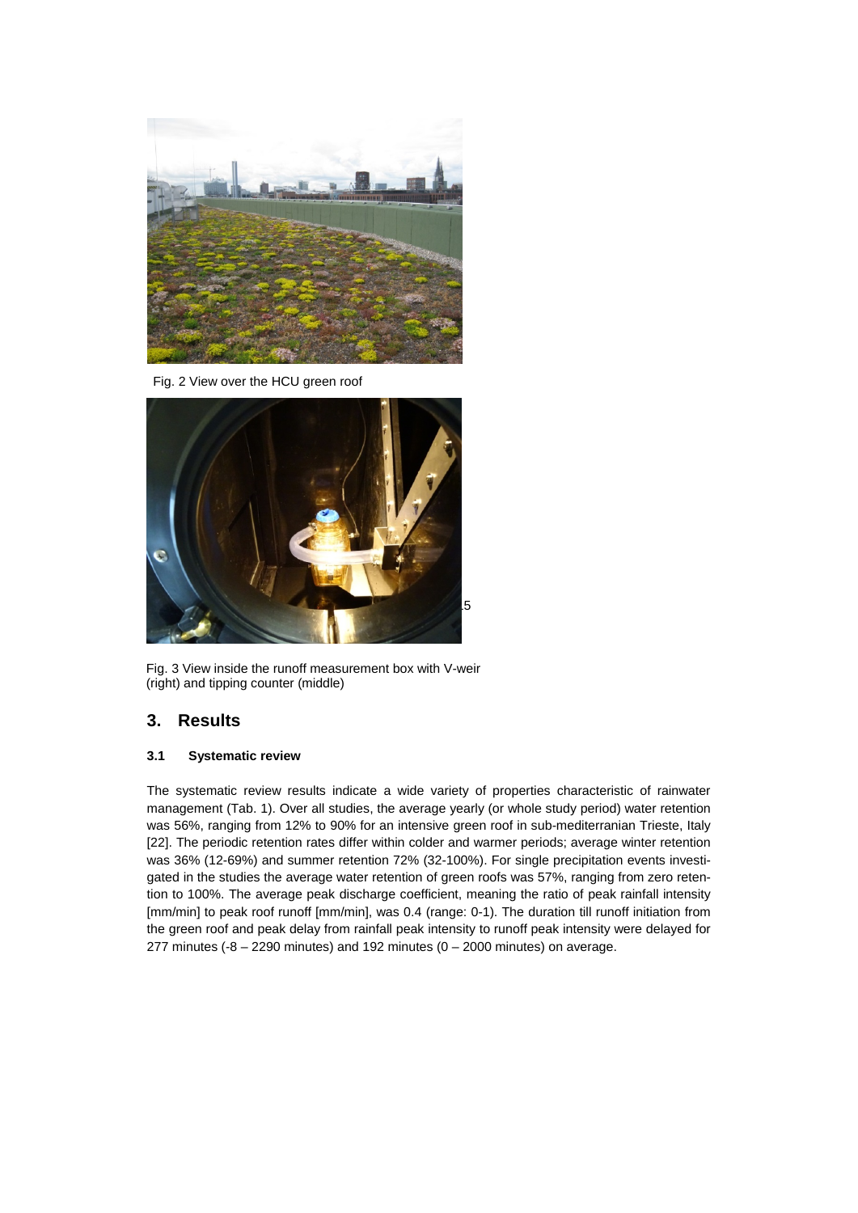Fig. 2 View over the HCU green roof

Fig. 3 View inside the runoff measurement box with V-weir (right) and tipping counter (middle)

## 3. Results

### 3.1 Systematic review

The systematic review results indicate a wide variety of properties characteristic of rainwater management (Tab. 1). Over all studies, the average yearly (or whole study period) water retention was 56%, ranging from 12% to 90% for an intensive green roof in sub-mediterranian Trieste, Italy [22]. The periodic retention rates differ within colder and warmer periods; average winter retention was 36% (12-69%) and summer retention 72% (32-100%). For single precipitation events investigated in the studies the average water retention of green roofs was 57%, ranging from zero retention to 100%. The average peak discharge coefficient, meaning the ratio of peak rainfall intensity [mm/min] to peak roof runoff [mm/min], was 0.4 (range: 0-1). The duration till runoff initiation from the green roof and peak delay from rainfall peak intensity to runoff peak intensity were delayed for 277 minutes (-8 – 2290 minutes) and 192 minutes (0 – 2000 minutes) on average.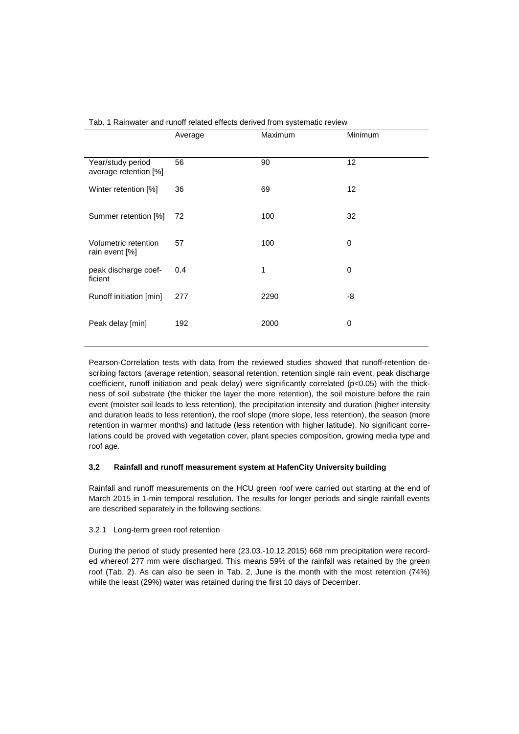Tab. 1 Rainwater and runoff related effects derived from systematic review

| | Average | Maximum | Minimum |
|---|---|---|---|
| Year/study period average retention [%] | 56 | 90 | 12 |
| Winter retention [%] | 36 | 69 | 12 |
| Summer retention [%] | 72 | 100 | 32 |
| Volumetric retention rain event [%] | 57 | 100 | 0 |
| peak discharge coefficient | 0.4 | 1 | 0 |
| Runoff initiation [min] | 277 | 2290 | -8 |
| Peak delay [min] | 192 | 2000 | 0 |

Pearson-Correlation tests with data from the reviewed studies showed that runoff-retention describing factors (average retention, seasonal retention, retention single rain event, peak discharge coefficient, runoff initiation and peak delay) were significantly correlated ($p<0.05$) with the thickness of soil substrate (the thicker the layer the more retention), the soil moisture before the rain event (moister soil leads to less retention), the precipitation intensity and duration (higher intensity and duration leads to less retention), the roof slope (more slope, less retention), the season (more retention in warmer months) and latitude (less retention with higher latitude). No significant correlations could be proved with vegetation cover, plant species composition, growing media type and roof age.

### 3.2 Rainfall and runoff measurement system at HafenCity University building

Rainfall and runoff measurements on the HCU green roof were carried out starting at the end of March 2015 in 1-min temporal resolution. The results for longer periods and single rainfall events are described separately in the following sections.

#### 3.2.1 Long-term green roof retention

During the period of study presented here (23.03.-10.12.2015) 668 mm precipitation were recorded whereof 277 mm were discharged. This means 59% of the rainfall was retained by the green roof (Tab. 2). As can also be seen in Tab. 2, June is the month with the most retention (74%) while the least (29%) water was retained during the first 10 days of December.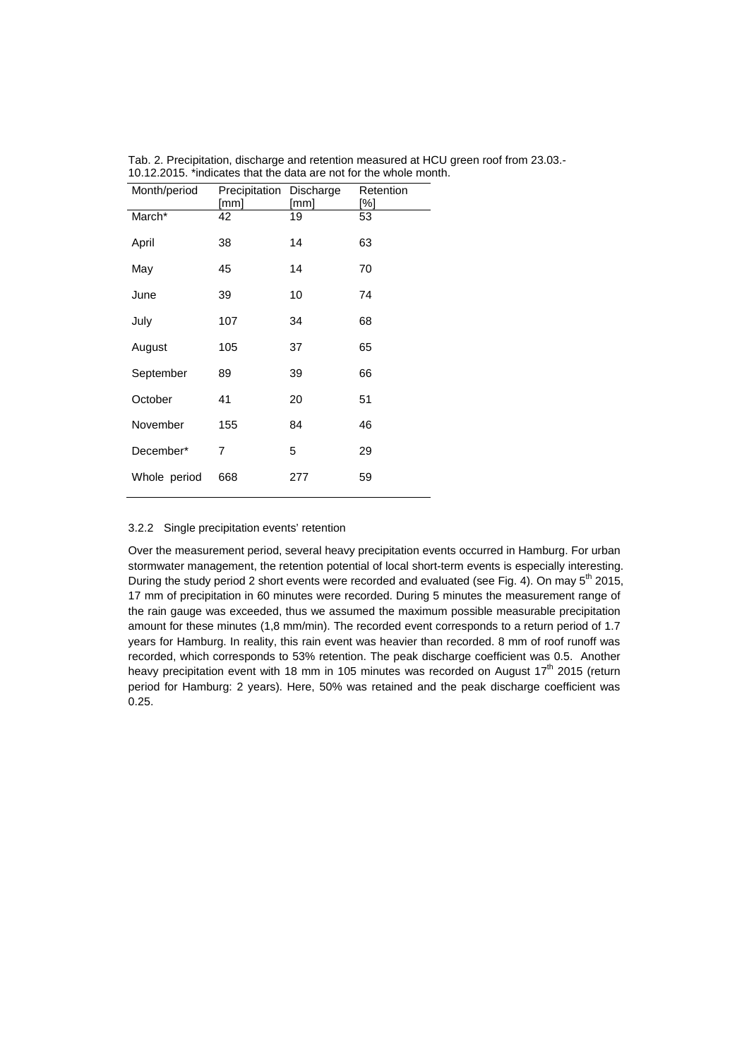Tab. 2. Precipitation, discharge and retention measured at HCU green roof from 23.03.-10.12.2015. *indicates that the data are not for the whole month.

| Month/period | Precipitation [mm] | Discharge [mm] | Retention [%] |
|---|---|---|---|
| March* | 42 | 19 | 53 |
| April | 38 | 14 | 63 |
| May | 45 | 14 | 70 |
| June | 39 | 10 | 74 |
| July | 107 | 34 | 68 |
| August | 105 | 37 | 65 |
| September | 89 | 39 | 66 |
| October | 41 | 20 | 51 |
| November | 155 | 84 | 46 |
| December* | 7 | 5 | 29 |
| Whole period | 668 | 277 | 59 |

### 3.2.2 Single precipitation events' retention

Over the measurement period, several heavy precipitation events occurred in Hamburg. For urban stormwater management, the retention potential of local short-term events is especially interesting. During the study period 2 short events were recorded and evaluated (see Fig. 4). On may 5th 2015, 17 mm of precipitation in 60 minutes were recorded. During 5 minutes the measurement range of the rain gauge was exceeded, thus we assumed the maximum possible measurable precipitation amount for these minutes (1,8 mm/min). The recorded event corresponds to a return period of 1.7 years for Hamburg. In reality, this rain event was heavier than recorded. 8 mm of roof runoff was recorded, which corresponds to 53% retention. The peak discharge coefficient was 0.5. Another heavy precipitation event with 18 mm in 105 minutes was recorded on August 17th 2015 (return period for Hamburg: 2 years). Here, 50% was retained and the peak discharge coefficient was 0.25.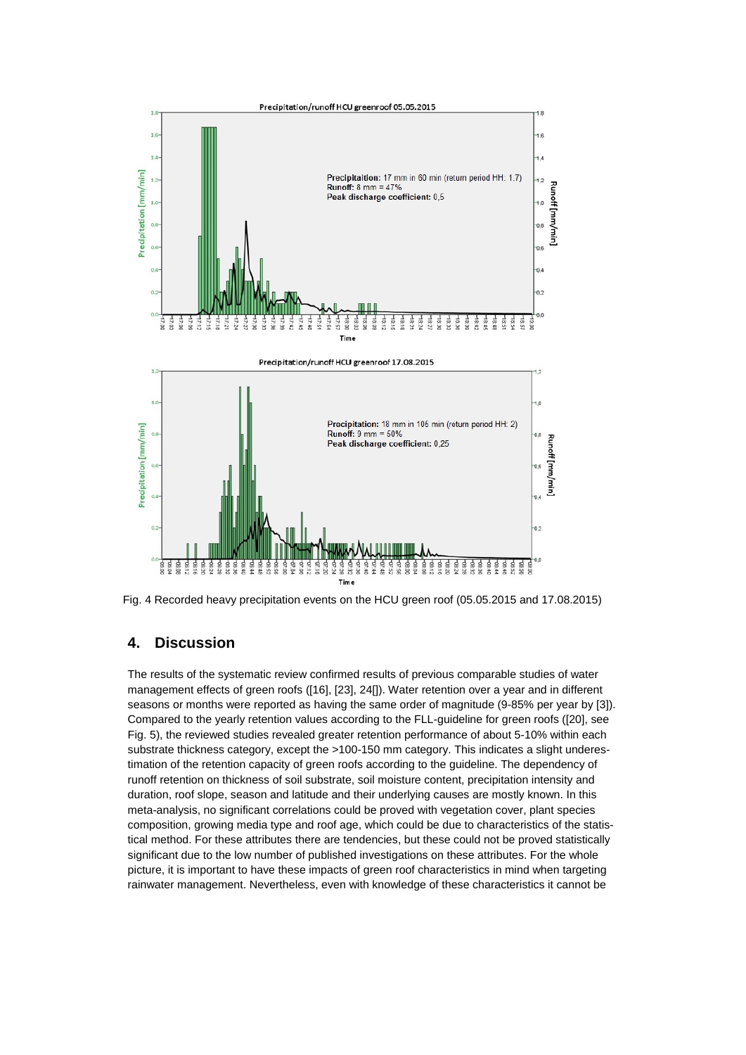Fig. 4 Recorded heavy precipitation events on the HCU green roof (05.05.2015 and 17.08.2015)

## 4. Discussion

The results of the systematic review confirmed results of previous comparable studies of water management effects of green roofs ([16], [23], 24[]). Water retention over a year and in different seasons or months were reported as having the same order of magnitude (9-85% per year by [3]). Compared to the yearly retention values according to the FLL-guideline for green roofs ([20], see Fig. 5), the reviewed studies revealed greater retention performance of about 5-10% within each substrate thickness category, except the >100-150 mm category. This indicates a slight underestimation of the retention capacity of green roofs according to the guideline. The dependency of runoff retention on thickness of soil substrate, soil moisture content, precipitation intensity and duration, roof slope, season and latitude and their underlying causes are mostly known. In this meta-analysis, no significant correlations could be proved with vegetation cover, plant species composition, growing media type and roof age, which could be due to characteristics of the statistical method. For these attributes there are tendencies, but these could not be proved statistically significant due to the low number of published investigations on these attributes. For the whole picture, it is important to have these impacts of green roof characteristics in mind when targeting rainwater management. Nevertheless, even with knowledge of these characteristics it cannot be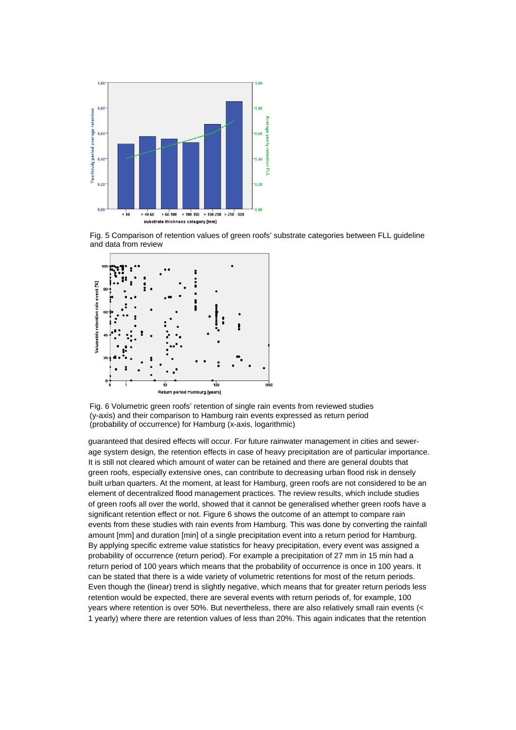Fig. 5 Comparison of retention values of green roofs' substrate categories between FLL guideline and data from review

Fig. 6 Volumetric green roofs' retention of single rain events from reviewed studies (y-axis) and their comparison to Hamburg rain events expressed as return period (probability of occurrence) for Hamburg (x-axis, logarithmic)

guaranteed that desired effects will occur. For future rainwater management in cities and sewerage system design, the retention effects in case of heavy precipitation are of particular importance. It is still not cleared which amount of water can be retained and there are general doubts that green roofs, especially extensive ones, can contribute to decreasing urban flood risk in densely built urban quarters. At the moment, at least for Hamburg, green roofs are not considered to be an element of decentralized flood management practices. The review results, which include studies of green roofs all over the world, showed that it cannot be generalised whether green roofs have a significant retention effect or not. Figure 6 shows the outcome of an attempt to compare rain events from these studies with rain events from Hamburg. This was done by converting the rainfall amount [mm] and duration [min] of a single precipitation event into a return period for Hamburg. By applying specific extreme value statistics for heavy precipitation, every event was assigned a probability of occurrence (return period). For example a precipitation of 27 mm in 15 min had a return period of 100 years which means that the probability of occurrence is once in 100 years. It can be stated that there is a wide variety of volumetric retentions for most of the return periods. Even though the (linear) trend is slightly negative, which means that for greater return periods less retention would be expected, there are several events with return periods of, for example, 100 years where retention is over 50%. But nevertheless, there are also relatively small rain events (< 1 yearly) where there are retention values of less than 20%. This again indicates that the retention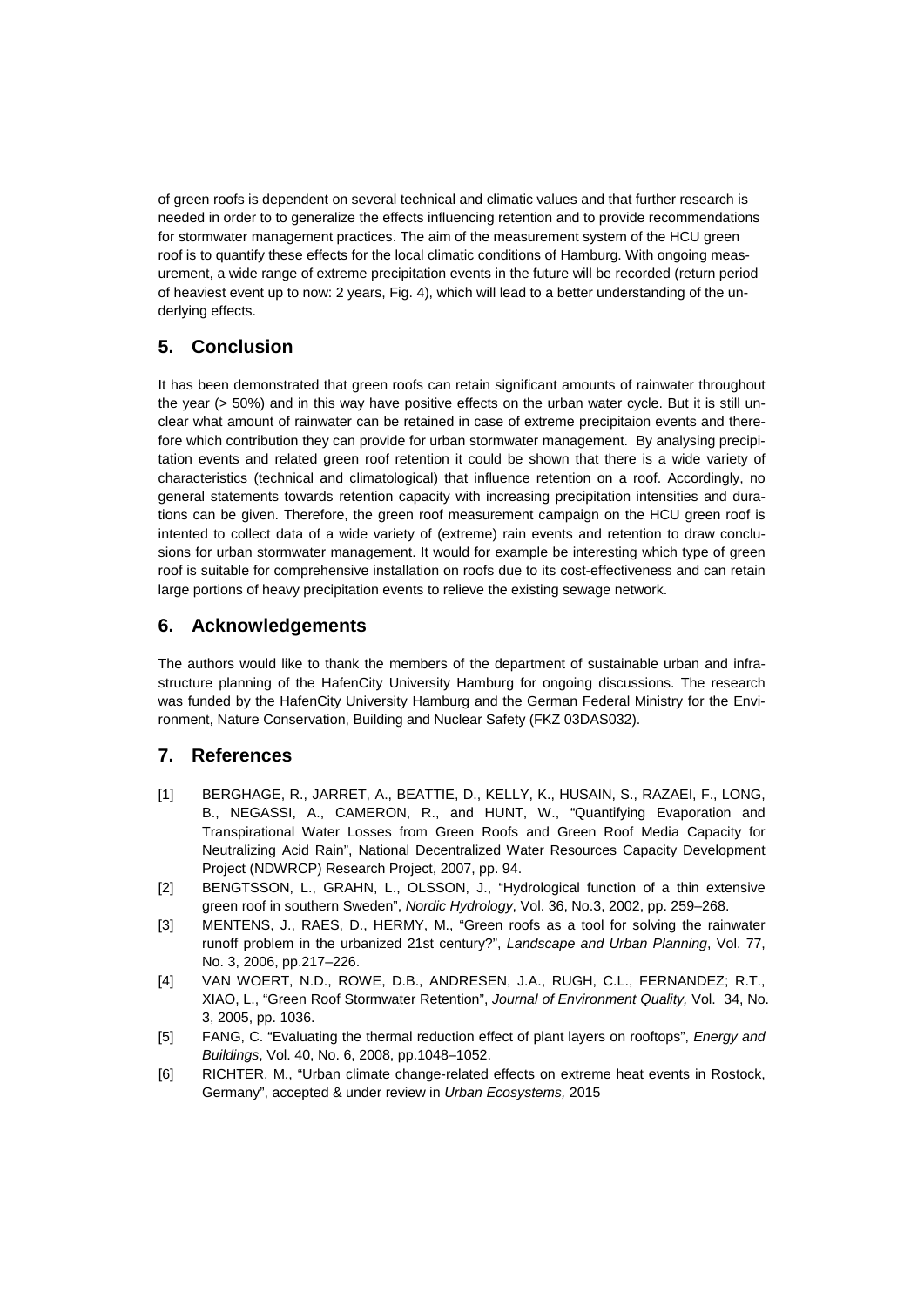of green roofs is dependent on several technical and climatic values and that further research is needed in order to to generalize the effects influencing retention and to provide recommendations for stormwater management practices. The aim of the measurement system of the HCU green roof is to quantify these effects for the local climatic conditions of Hamburg. With ongoing measurement, a wide range of extreme precipitation events in the future will be recorded (return period of heaviest event up to now: 2 years, Fig. 4), which will lead to a better understanding of the underlying effects.

## 5. Conclusion

It has been demonstrated that green roofs can retain significant amounts of rainwater throughout the year (> 50%) and in this way have positive effects on the urban water cycle. But it is still unclear what amount of rainwater can be retained in case of extreme precipitaion events and therefore which contribution they can provide for urban stormwater management. By analysing precipitation events and related green roof retention it could be shown that there is a wide variety of characteristics (technical and climatological) that influence retention on a roof. Accordingly, no general statements towards retention capacity with increasing precipitation intensities and durations can be given. Therefore, the green roof measurement campaign on the HCU green roof is intented to collect data of a wide variety of (extreme) rain events and retention to draw conclusions for urban stormwater management. It would for example be interesting which type of green roof is suitable for comprehensive installation on roofs due to its cost-effectiveness and can retain large portions of heavy precipitation events to relieve the existing sewage network.

## 6. Acknowledgements

The authors would like to thank the members of the department of sustainable urban and infrastructure planning of the HafenCity University Hamburg for ongoing discussions. The research was funded by the HafenCity University Hamburg and the German Federal Ministry for the Environment, Nature Conservation, Building and Nuclear Safety (FKZ 03DAS032).

## 7. References

[1] BERGHAGE, R., JARRET, A., BEATTIE, D., KELLY, K., HUSAIN, S., RAZAEI, F., LONG, B., NEGASSI, A., CAMERON, R., and HUNT, W., "Quantifying Evaporation and Transpirational Water Losses from Green Roofs and Green Roof Media Capacity for Neutralizing Acid Rain", National Decentralized Water Resources Capacity Development Project (NDWRCP) Research Project, 2007, pp. 94.

[2] BENGTSSON, L., GRAHN, L., OLSSON, J., "Hydrological function of a thin extensive green roof in southern Sweden", *Nordic Hydrology*, Vol. 36, No.3, 2002, pp. 259–268.

[3] MENTENS, J., RAES, D., HERMY, M., "Green roofs as a tool for solving the rainwater runoff problem in the urbanized 21st century?", *Landscape and Urban Planning*, Vol. 77, No. 3, 2006, pp.217–226.

[4] VAN WOERT, N.D., ROWE, D.B., ANDRESEN, J.A., RUGH, C.L., FERNANDEZ; R.T., XIAO, L., "Green Roof Stormwater Retention", *Journal of Environment Quality,* Vol. 34, No. 3, 2005, pp. 1036.

[5] FANG, C. "Evaluating the thermal reduction effect of plant layers on rooftops", *Energy and Buildings*, Vol. 40, No. 6, 2008, pp.1048–1052.

[6] RICHTER, M., "Urban climate change-related effects on extreme heat events in Rostock, Germany", accepted & under review in *Urban Ecosystems,* 2015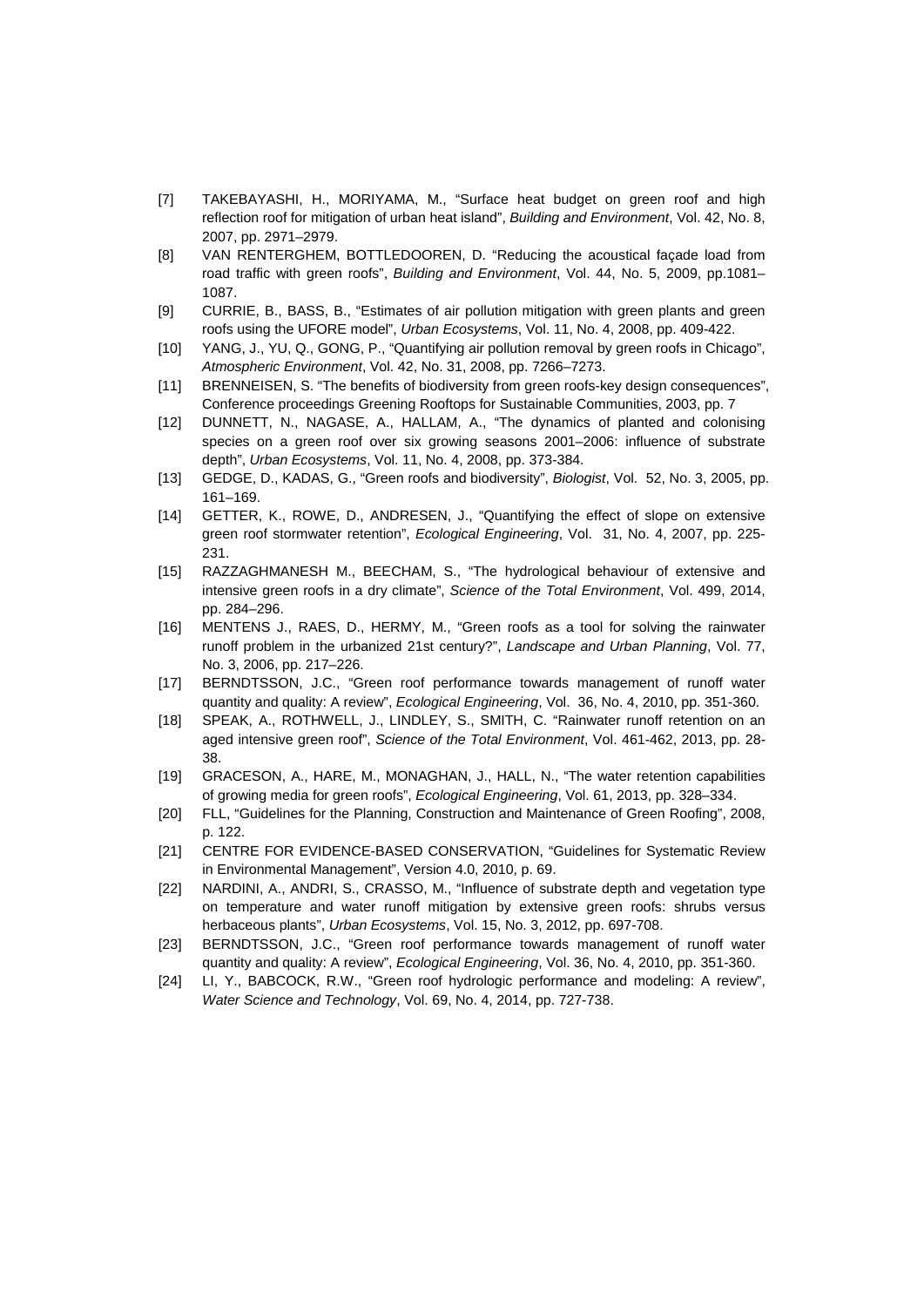[7] TAKEBAYASHI, H., MORIYAMA, M., "Surface heat budget on green roof and high reflection roof for mitigation of urban heat island", *Building and Environment*, Vol. 42, No. 8, 2007, pp. 2971–2979.

[8] VAN RENTERGHEM, BOTTLEDOOREN, D. "Reducing the acoustical façade load from road traffic with green roofs", *Building and Environment*, Vol. 44, No. 5, 2009, pp.1081–1087.

[9] CURRIE, B., BASS, B., "Estimates of air pollution mitigation with green plants and green roofs using the UFORE model", *Urban Ecosystems*, Vol. 11, No. 4, 2008, pp. 409-422.

[10] YANG, J., YU, Q., GONG, P., "Quantifying air pollution removal by green roofs in Chicago", *Atmospheric Environment*, Vol. 42, No. 31, 2008, pp. 7266–7273.

[11] BRENNEISEN, S. "The benefits of biodiversity from green roofs-key design consequences", Conference proceedings Greening Rooftops for Sustainable Communities, 2003, pp. 7

[12] DUNNETT, N., NAGASE, A., HALLAM, A., "The dynamics of planted and colonising species on a green roof over six growing seasons 2001–2006: influence of substrate depth", *Urban Ecosystems*, Vol. 11, No. 4, 2008, pp. 373-384.

[13] GEDGE, D., KADAS, G., "Green roofs and biodiversity", *Biologist*, Vol. 52, No. 3, 2005, pp. 161–169.

[14] GETTER, K., ROWE, D., ANDRESEN, J., "Quantifying the effect of slope on extensive green roof stormwater retention", *Ecological Engineering*, Vol. 31, No. 4, 2007, pp. 225-231.

[15] RAZZAGHMANESH M., BEECHAM, S., "The hydrological behaviour of extensive and intensive green roofs in a dry climate", *Science of the Total Environment*, Vol. 499, 2014, pp. 284–296.

[16] MENTENS J., RAES, D., HERMY, M., "Green roofs as a tool for solving the rainwater runoff problem in the urbanized 21st century?", *Landscape and Urban Planning*, Vol. 77, No. 3, 2006, pp. 217–226.

[17] BERNDTSSON, J.C., "Green roof performance towards management of runoff water quantity and quality: A review", *Ecological Engineering*, Vol. 36, No. 4, 2010, pp. 351-360.

[18] SPEAK, A., ROTHWELL, J., LINDLEY, S., SMITH, C. "Rainwater runoff retention on an aged intensive green roof", *Science of the Total Environment*, Vol. 461-462, 2013, pp. 28-38.

[19] GRACESON, A., HARE, M., MONAGHAN, J., HALL, N., "The water retention capabilities of growing media for green roofs", *Ecological Engineering*, Vol. 61, 2013, pp. 328–334.

[20] FLL, "Guidelines for the Planning, Construction and Maintenance of Green Roofing", 2008, p. 122.

[21] CENTRE FOR EVIDENCE-BASED CONSERVATION, "Guidelines for Systematic Review in Environmental Management", Version 4.0, 2010, p. 69.

[22] NARDINI, A., ANDRI, S., CRASSO, M., "Influence of substrate depth and vegetation type on temperature and water runoff mitigation by extensive green roofs: shrubs versus herbaceous plants", *Urban Ecosystems*, Vol. 15, No. 3, 2012, pp. 697-708.

[23] BERNDTSSON, J.C., "Green roof performance towards management of runoff water quantity and quality: A review", *Ecological Engineering*, Vol. 36, No. 4, 2010, pp. 351-360.

[24] LI, Y., BABCOCK, R.W., "Green roof hydrologic performance and modeling: A review", *Water Science and Technology*, Vol. 69, No. 4, 2014, pp. 727-738.